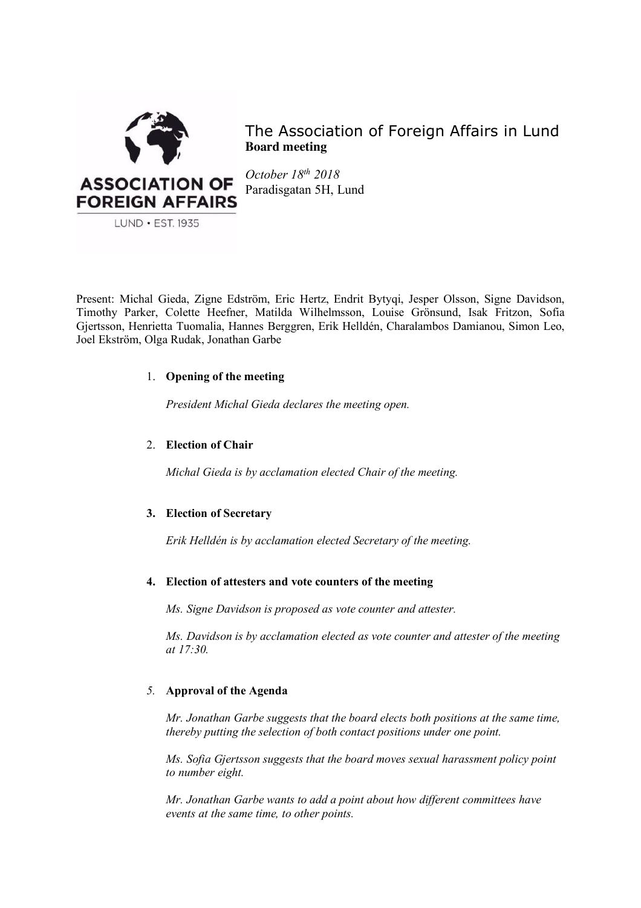# The Association of Foreign Affairs in Lund

**Board meeting**

*October 18th 2018*
Paradisgatan 5H, Lund

Present: Michal Gieda, Zigne Edström, Eric Hertz, Endrit Bytyqi, Jesper Olsson, Signe Davidson, Timothy Parker, Colette Heefner, Matilda Wilhelmsson, Louise Grönsund, Isak Fritzon, Sofia Gjertsson, Henrietta Tuomalia, Hannes Berggren, Erik Helldén, Charalambos Damianou, Simon Leo, Joel Ekström, Olga Rudak, Jonathan Garbe

1. **Opening of the meeting**

   *President Michal Gieda declares the meeting open.*

2. **Election of Chair**

   *Michal Gieda is by acclamation elected Chair of the meeting.*

3. **Election of Secretary**

   *Erik Helldén is by acclamation elected Secretary of the meeting.*

4. **Election of attesters and vote counters of the meeting**

   *Ms. Signe Davidson is proposed as vote counter and attester.*

   *Ms. Davidson is by acclamation elected as vote counter and attester of the meeting at 17:30.*

5. **Approval of the Agenda**

   *Mr. Jonathan Garbe suggests that the board elects both positions at the same time, thereby putting the selection of both contact positions under one point.*

   *Ms. Sofia Gjertsson suggests that the board moves sexual harassment policy point to number eight.*

   *Mr. Jonathan Garbe wants to add a point about how different committees have events at the same time, to other points.*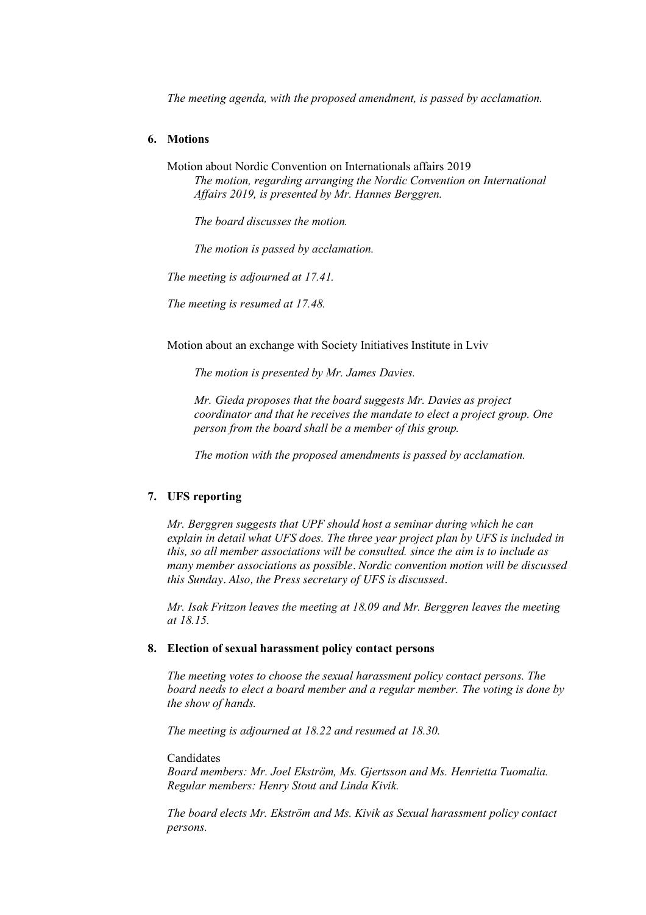*The meeting agenda, with the proposed amendment, is passed by acclamation.*

## 6. Motions

Motion about Nordic Convention on Internationals affairs 2019

*The motion, regarding arranging the Nordic Convention on International Affairs 2019, is presented by Mr. Hannes Berggren.*

*The board discusses the motion.*

*The motion is passed by acclamation.*

*The meeting is adjourned at 17.41.*

*The meeting is resumed at 17.48.*

Motion about an exchange with Society Initiatives Institute in Lviv

*The motion is presented by Mr. James Davies.*

*Mr. Gieda proposes that the board suggests Mr. Davies as project coordinator and that he receives the mandate to elect a project group. One person from the board shall be a member of this group.*

*The motion with the proposed amendments is passed by acclamation.*

## 7. UFS reporting

*Mr. Berggren suggests that UPF should host a seminar during which he can explain in detail what UFS does. The three year project plan by UFS is included in this, so all member associations will be consulted. since the aim is to include as many member associations as possible. Nordic convention motion will be discussed this Sunday. Also, the Press secretary of UFS is discussed.*

*Mr. Isak Fritzon leaves the meeting at 18.09 and Mr. Berggren leaves the meeting at 18.15.*

## 8. Election of sexual harassment policy contact persons

*The meeting votes to choose the sexual harassment policy contact persons. The board needs to elect a board member and a regular member. The voting is done by the show of hands.*

*The meeting is adjourned at 18.22 and resumed at 18.30.*

Candidates
*Board members: Mr. Joel Ekström, Ms. Gjertsson and Ms. Henrietta Tuomalia.*
*Regular members: Henry Stout and Linda Kivik.*

*The board elects Mr. Ekström and Ms. Kivik as Sexual harassment policy contact persons.*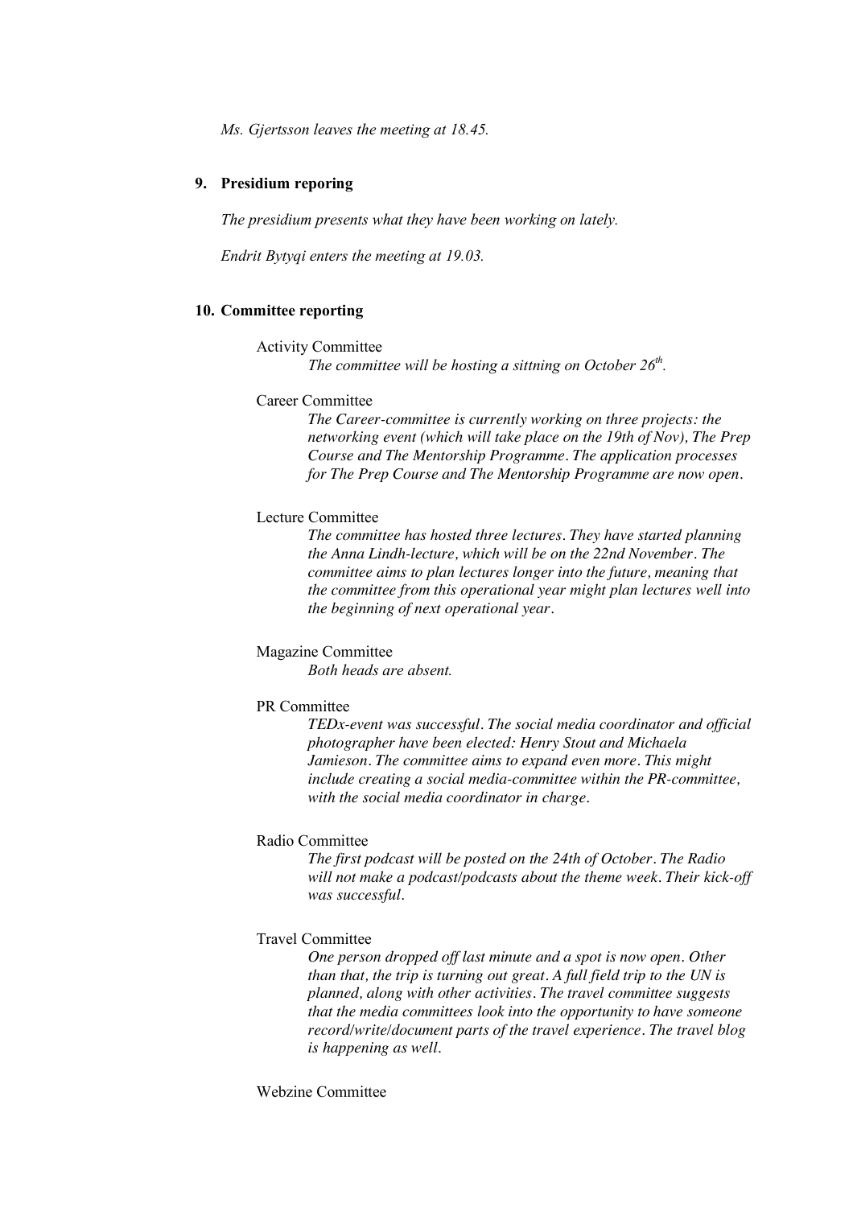*Ms. Gjertsson leaves the meeting at 18.45.*

## 9. Presidium reporing

*The presidium presents what they have been working on lately.*

*Endrit Bytyqi enters the meeting at 19.03.*

## 10. Committee reporting

Activity Committee

*The committee will be hosting a sittning on October 26th.*

Career Committee

*The Career-committee is currently working on three projects: the networking event (which will take place on the 19th of Nov), The Prep Course and The Mentorship Programme. The application processes for The Prep Course and The Mentorship Programme are now open.*

Lecture Committee

*The committee has hosted three lectures. They have started planning the Anna Lindh-lecture, which will be on the 22nd November. The committee aims to plan lectures longer into the future, meaning that the committee from this operational year might plan lectures well into the beginning of next operational year.*

Magazine Committee

*Both heads are absent.*

PR Committee

*TEDx-event was successful. The social media coordinator and official photographer have been elected: Henry Stout and Michaela Jamieson. The committee aims to expand even more. This might include creating a social media-committee within the PR-committee, with the social media coordinator in charge.*

Radio Committee

*The first podcast will be posted on the 24th of October. The Radio will not make a podcast/podcasts about the theme week. Their kick-off was successful.*

Travel Committee

*One person dropped off last minute and a spot is now open. Other than that, the trip is turning out great. A full field trip to the UN is planned, along with other activities. The travel committee suggests that the media committees look into the opportunity to have someone record/write/document parts of the travel experience. The travel blog is happening as well.*

Webzine Committee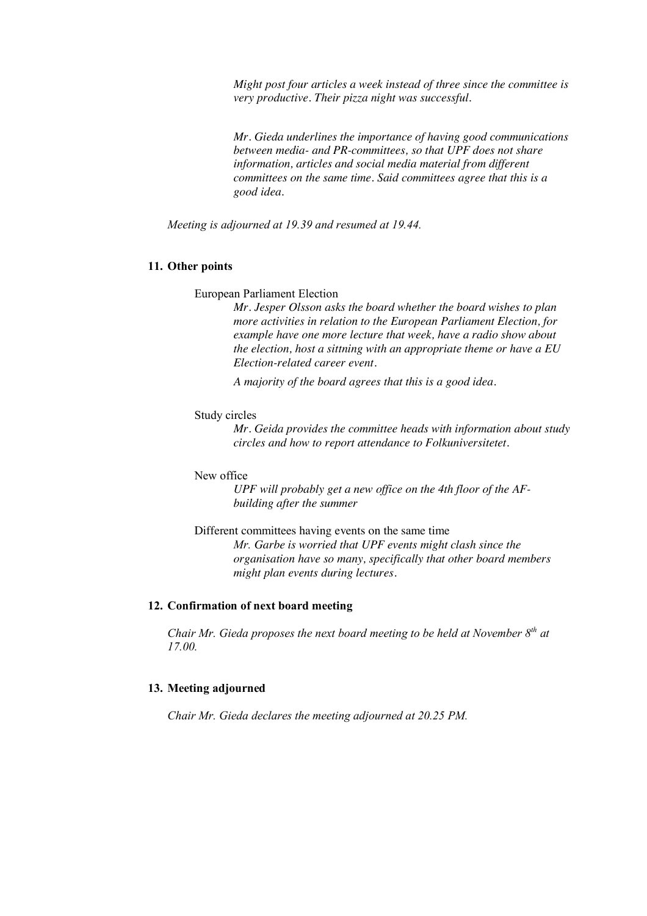*Might post four articles a week instead of three since the committee is very productive. Their pizza night was successful.*

*Mr. Gieda underlines the importance of having good communications between media- and PR-committees, so that UPF does not share information, articles and social media material from different committees on the same time. Said committees agree that this is a good idea.*

*Meeting is adjourned at 19.39 and resumed at 19.44.*

## 11. Other points

European Parliament Election

*Mr. Jesper Olsson asks the board whether the board wishes to plan more activities in relation to the European Parliament Election, for example have one more lecture that week, have a radio show about the election, host a sittning with an appropriate theme or have a EU Election-related career event.*

*A majority of the board agrees that this is a good idea.*

Study circles

*Mr. Geida provides the committee heads with information about study circles and how to report attendance to Folkuniversitetet.*

New office

*UPF will probably get a new office on the 4th floor of the AF-building after the summer*

Different committees having events on the same time

*Mr. Garbe is worried that UPF events might clash since the organisation have so many, specifically that other board members might plan events during lectures.*

## 12. Confirmation of next board meeting

*Chair Mr. Gieda proposes the next board meeting to be held at November 8th at 17.00.*

## 13. Meeting adjourned

*Chair Mr. Gieda declares the meeting adjourned at 20.25 PM.*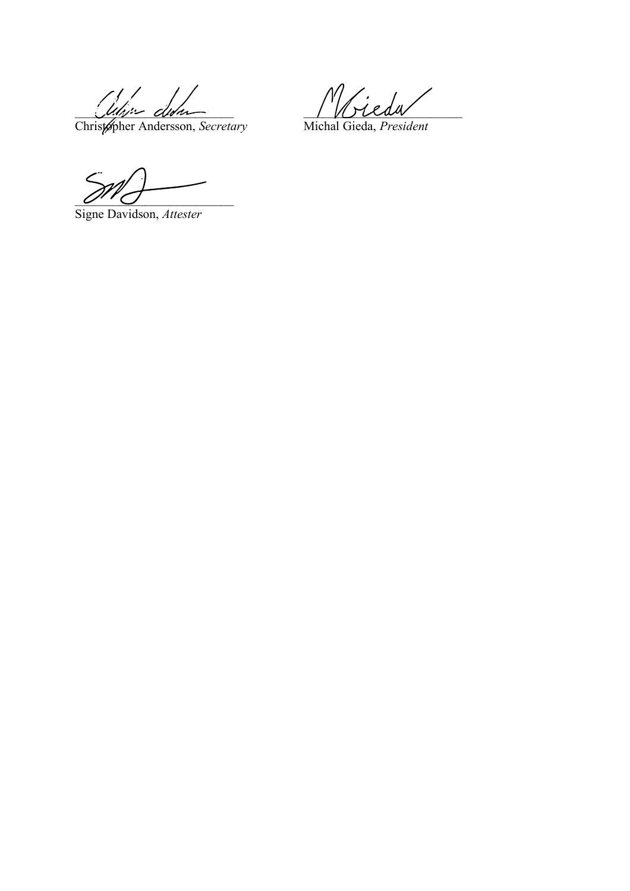\_\_\_\_\_\_\_\_\_\_\_\_\_\_\_\_\_\_\_\_\_\_\_\_\_\_
Christopher Andersson, *Secretary*

\_\_\_\_\_\_\_\_\_\_\_\_\_\_\_\_\_\_\_\_\_\_\_\_\_\_
Michal Gieda, *President*

\_\_\_\_\_\_\_\_\_\_\_\_\_\_\_\_\_\_\_\_\_\_\_\_\_\_
Signe Davidson, *Attester*